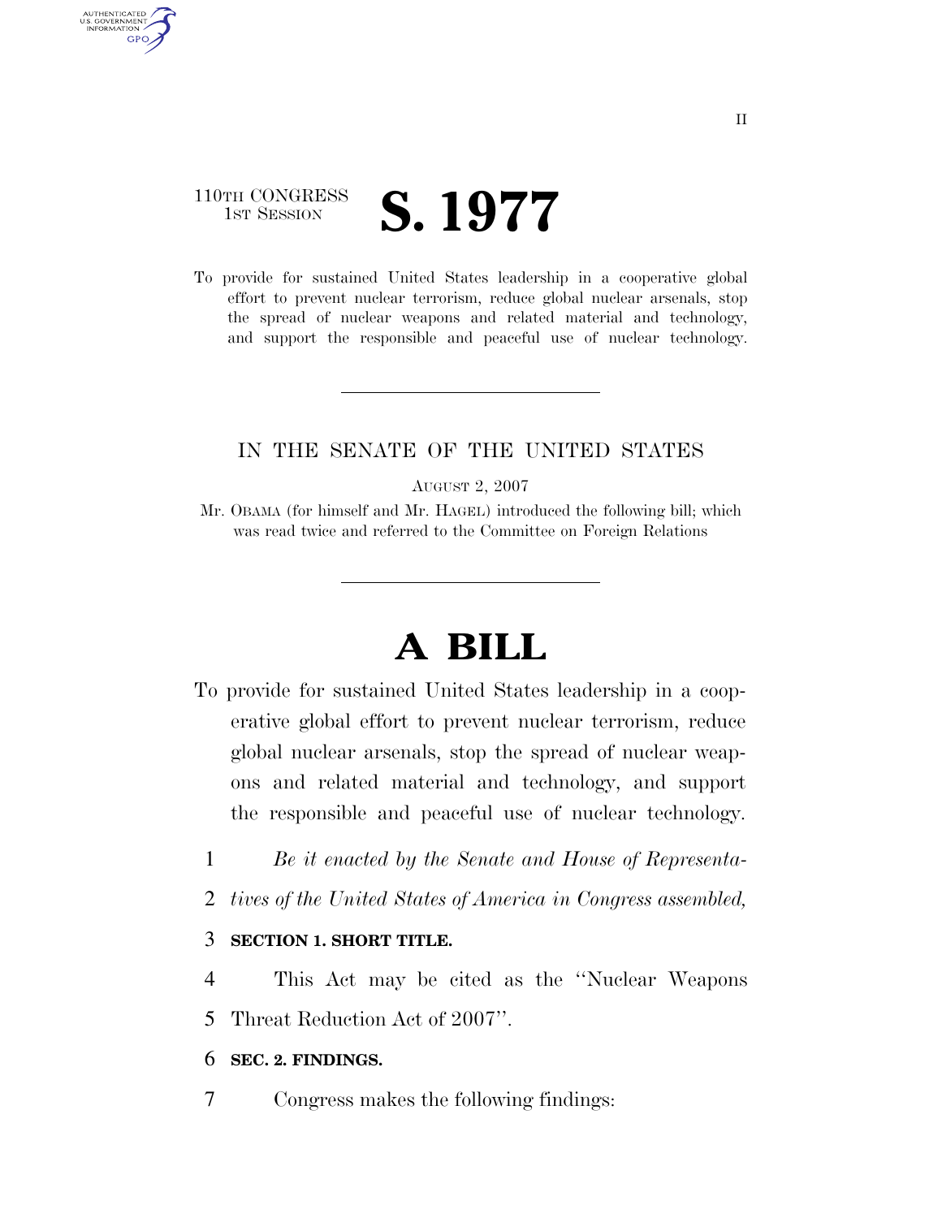110TH CONGRESS
1ST SESSION

# S. 1977

To provide for sustained United States leadership in a cooperative global effort to prevent nuclear terrorism, reduce global nuclear arsenals, stop the spread of nuclear weapons and related material and technology, and support the responsible and peaceful use of nuclear technology.

---

IN THE SENATE OF THE UNITED STATES

AUGUST 2, 2007

Mr. OBAMA (for himself and Mr. HAGEL) introduced the following bill; which was read twice and referred to the Committee on Foreign Relations

---

# A BILL

To provide for sustained United States leadership in a cooperative global effort to prevent nuclear terrorism, reduce global nuclear arsenals, stop the spread of nuclear weapons and related material and technology, and support the responsible and peaceful use of nuclear technology.

1 *Be it enacted by the Senate and House of Representa-*
2 *tives of the United States of America in Congress assembled,*

3 **SECTION 1. SHORT TITLE.**

4 This Act may be cited as the ''Nuclear Weapons
5 Threat Reduction Act of 2007''.

6 **SEC. 2. FINDINGS.**

7 Congress makes the following findings: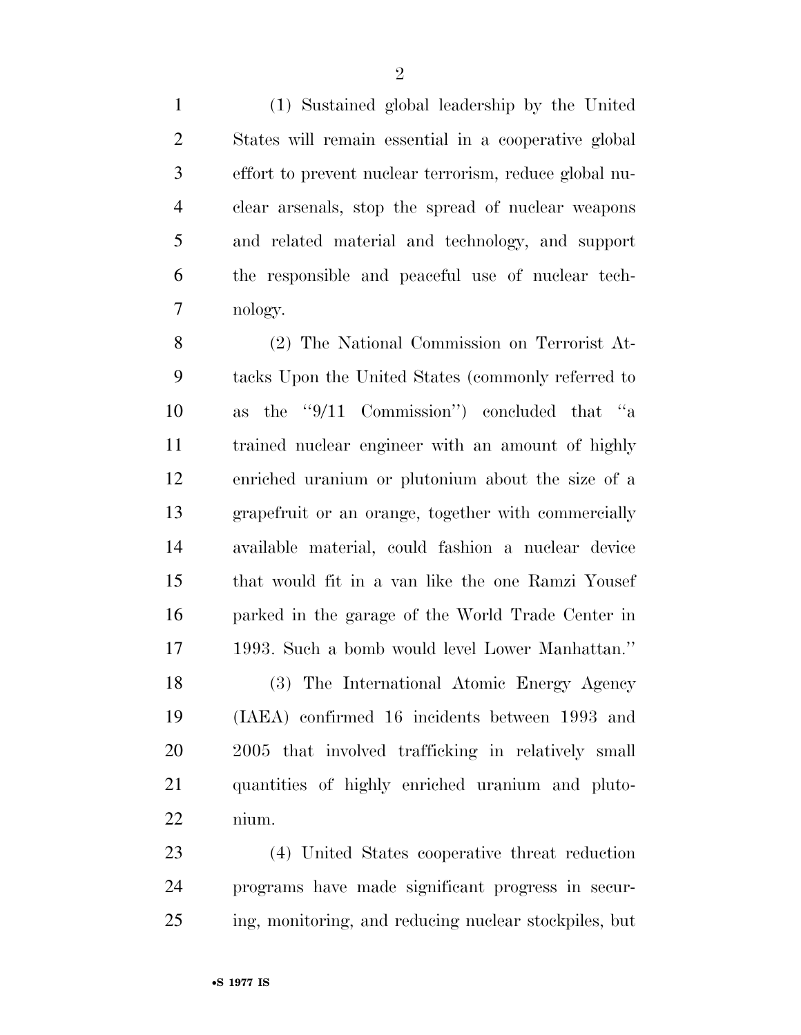(1) Sustained global leadership by the United States will remain essential in a cooperative global effort to prevent nuclear terrorism, reduce global nuclear arsenals, stop the spread of nuclear weapons and related material and technology, and support the responsible and peaceful use of nuclear technology.

(2) The National Commission on Terrorist Attacks Upon the United States (commonly referred to as the "9/11 Commission") concluded that "a trained nuclear engineer with an amount of highly enriched uranium or plutonium about the size of a grapefruit or an orange, together with commercially available material, could fashion a nuclear device that would fit in a van like the one Ramzi Yousef parked in the garage of the World Trade Center in 1993. Such a bomb would level Lower Manhattan."

(3) The International Atomic Energy Agency (IAEA) confirmed 16 incidents between 1993 and 2005 that involved trafficking in relatively small quantities of highly enriched uranium and plutonium.

(4) United States cooperative threat reduction programs have made significant progress in securing, monitoring, and reducing nuclear stockpiles, but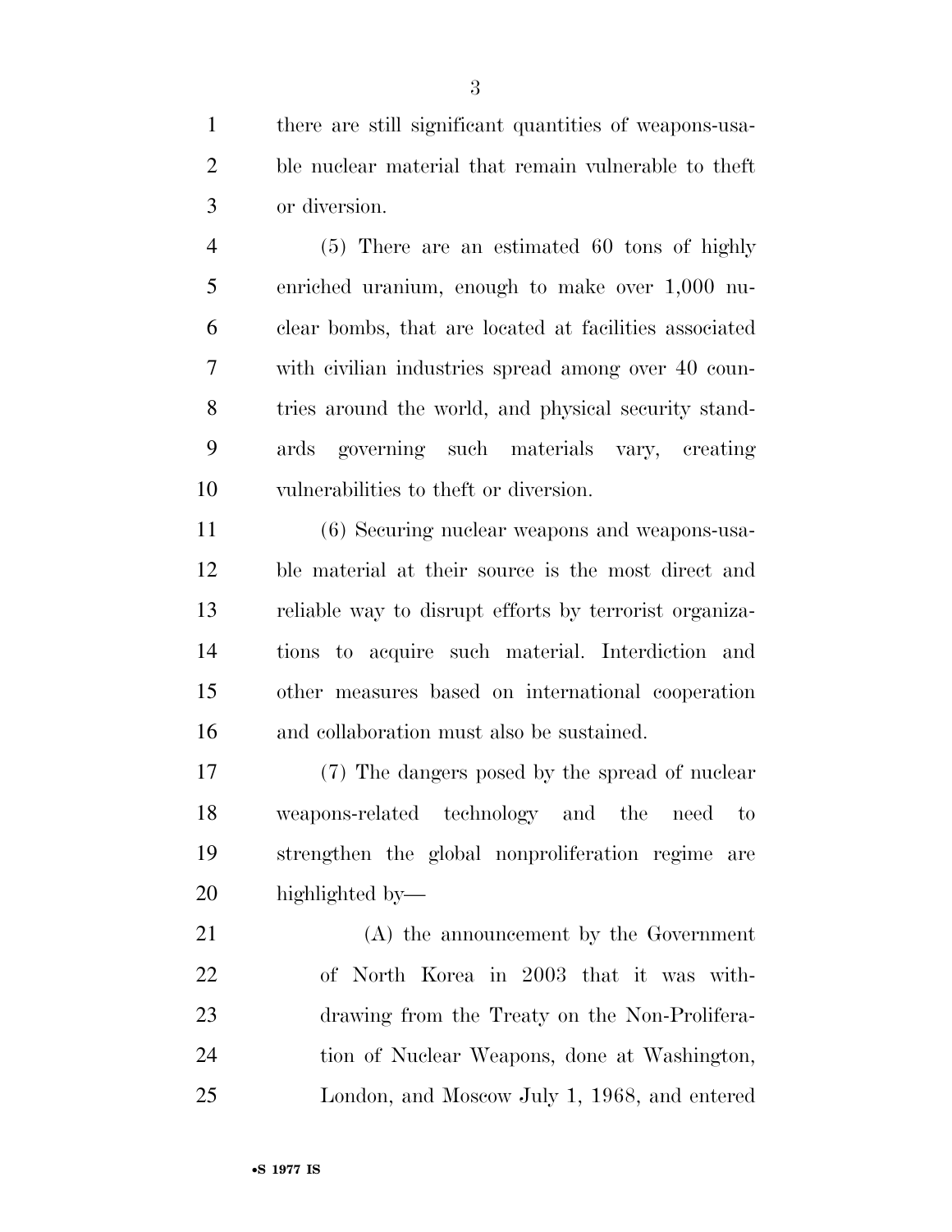there are still significant quantities of weapons-usable nuclear material that remain vulnerable to theft or diversion.

(5) There are an estimated 60 tons of highly enriched uranium, enough to make over 1,000 nuclear bombs, that are located at facilities associated with civilian industries spread among over 40 countries around the world, and physical security standards governing such materials vary, creating vulnerabilities to theft or diversion.

(6) Securing nuclear weapons and weapons-usable material at their source is the most direct and reliable way to disrupt efforts by terrorist organizations to acquire such material. Interdiction and other measures based on international cooperation and collaboration must also be sustained.

(7) The dangers posed by the spread of nuclear weapons-related technology and the need to strengthen the global nonproliferation regime are highlighted by—

(A) the announcement by the Government of North Korea in 2003 that it was withdrawing from the Treaty on the Non-Proliferation of Nuclear Weapons, done at Washington, London, and Moscow July 1, 1968, and entered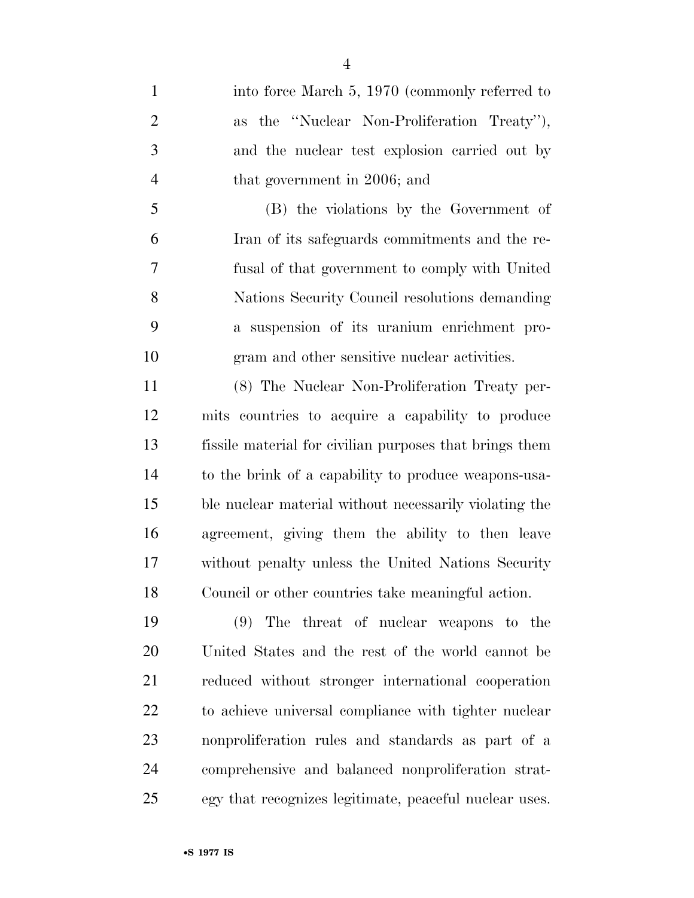into force March 5, 1970 (commonly referred to as the "Nuclear Non-Proliferation Treaty"), and the nuclear test explosion carried out by that government in 2006; and

(B) the violations by the Government of Iran of its safeguards commitments and the refusal of that government to comply with United Nations Security Council resolutions demanding a suspension of its uranium enrichment program and other sensitive nuclear activities.

(8) The Nuclear Non-Proliferation Treaty permits countries to acquire a capability to produce fissile material for civilian purposes that brings them to the brink of a capability to produce weapons-usable nuclear material without necessarily violating the agreement, giving them the ability to then leave without penalty unless the United Nations Security Council or other countries take meaningful action.

(9) The threat of nuclear weapons to the United States and the rest of the world cannot be reduced without stronger international cooperation to achieve universal compliance with tighter nuclear nonproliferation rules and standards as part of a comprehensive and balanced nonproliferation strategy that recognizes legitimate, peaceful nuclear uses.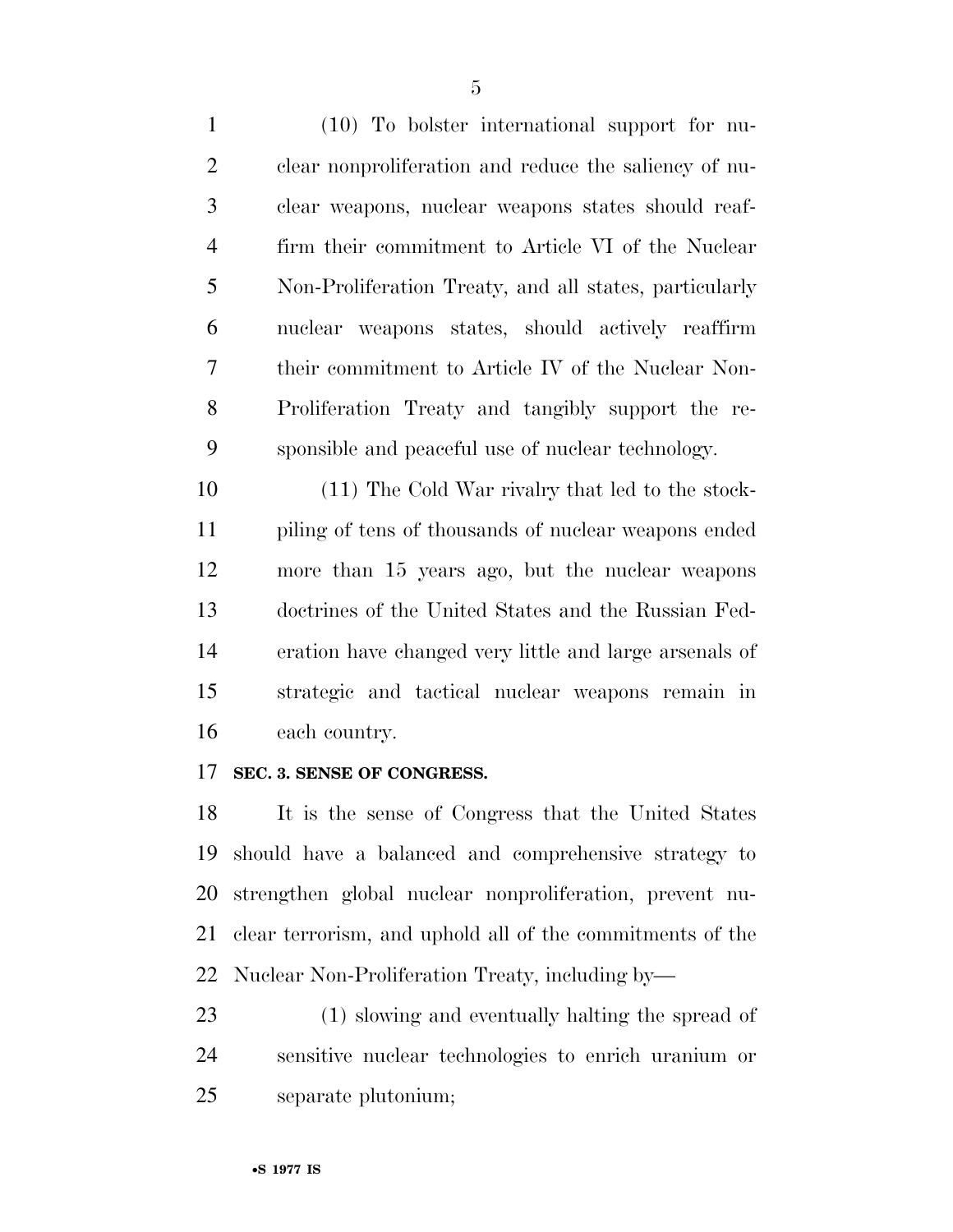(10) To bolster international support for nuclear nonproliferation and reduce the saliency of nuclear weapons, nuclear weapons states should reaffirm their commitment to Article VI of the Nuclear Non-Proliferation Treaty, and all states, particularly nuclear weapons states, should actively reaffirm their commitment to Article IV of the Nuclear Non-Proliferation Treaty and tangibly support the responsible and peaceful use of nuclear technology.

(11) The Cold War rivalry that led to the stockpiling of tens of thousands of nuclear weapons ended more than 15 years ago, but the nuclear weapons doctrines of the United States and the Russian Federation have changed very little and large arsenals of strategic and tactical nuclear weapons remain in each country.

## SEC. 3. SENSE OF CONGRESS.

It is the sense of Congress that the United States should have a balanced and comprehensive strategy to strengthen global nuclear nonproliferation, prevent nuclear terrorism, and uphold all of the commitments of the Nuclear Non-Proliferation Treaty, including by—

(1) slowing and eventually halting the spread of sensitive nuclear technologies to enrich uranium or separate plutonium;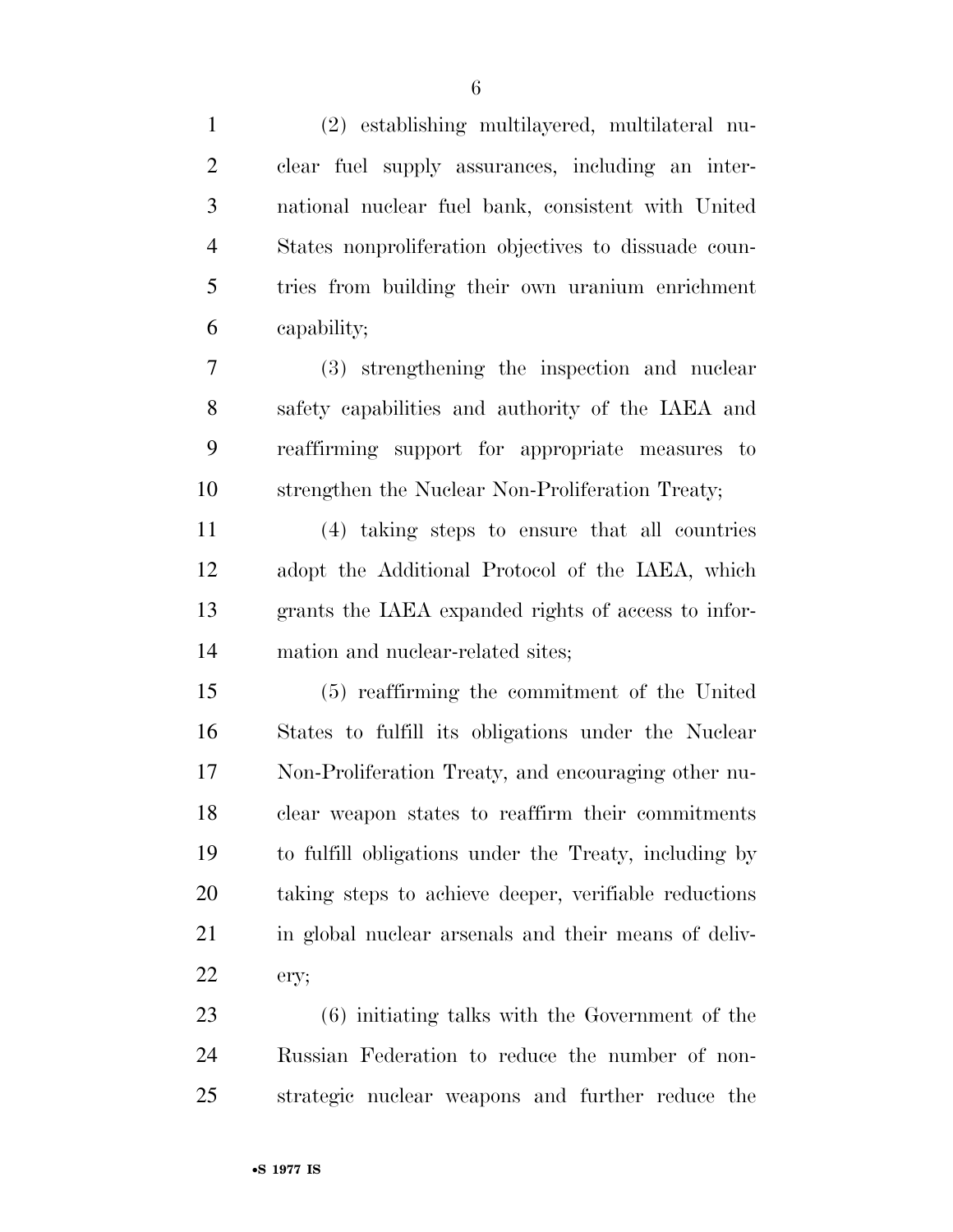(2) establishing multilayered, multilateral nuclear fuel supply assurances, including an international nuclear fuel bank, consistent with United States nonproliferation objectives to dissuade countries from building their own uranium enrichment capability;

(3) strengthening the inspection and nuclear safety capabilities and authority of the IAEA and reaffirming support for appropriate measures to strengthen the Nuclear Non-Proliferation Treaty;

(4) taking steps to ensure that all countries adopt the Additional Protocol of the IAEA, which grants the IAEA expanded rights of access to information and nuclear-related sites;

(5) reaffirming the commitment of the United States to fulfill its obligations under the Nuclear Non-Proliferation Treaty, and encouraging other nuclear weapon states to reaffirm their commitments to fulfill obligations under the Treaty, including by taking steps to achieve deeper, verifiable reductions in global nuclear arsenals and their means of delivery;

(6) initiating talks with the Government of the Russian Federation to reduce the number of non-strategic nuclear weapons and further reduce the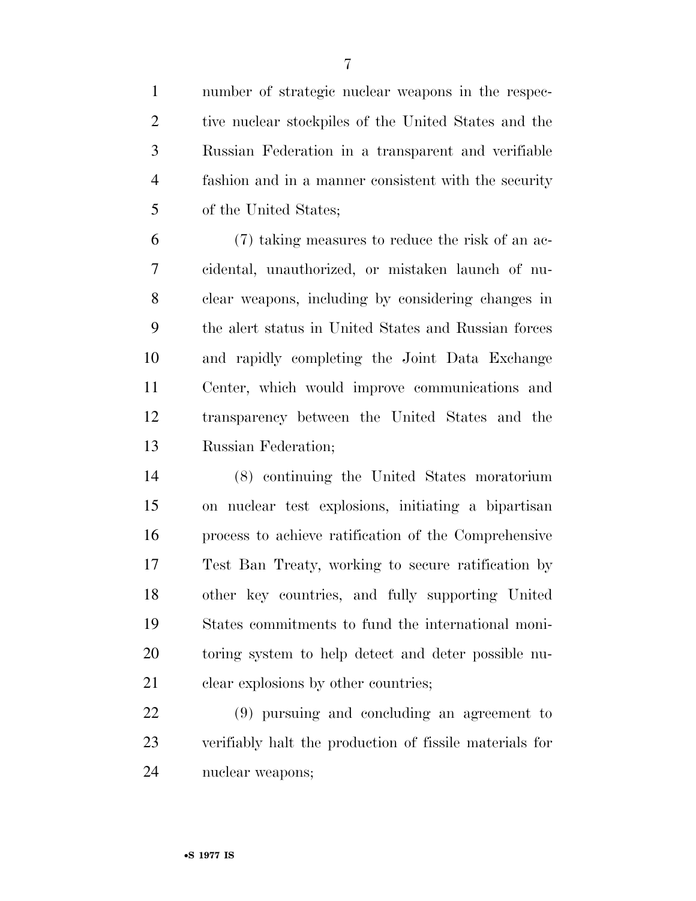number of strategic nuclear weapons in the respective nuclear stockpiles of the United States and the Russian Federation in a transparent and verifiable fashion and in a manner consistent with the security of the United States;

(7) taking measures to reduce the risk of an accidental, unauthorized, or mistaken launch of nuclear weapons, including by considering changes in the alert status in United States and Russian forces and rapidly completing the Joint Data Exchange Center, which would improve communications and transparency between the United States and the Russian Federation;

(8) continuing the United States moratorium on nuclear test explosions, initiating a bipartisan process to achieve ratification of the Comprehensive Test Ban Treaty, working to secure ratification by other key countries, and fully supporting United States commitments to fund the international monitoring system to help detect and deter possible nuclear explosions by other countries;

(9) pursuing and concluding an agreement to verifiably halt the production of fissile materials for nuclear weapons;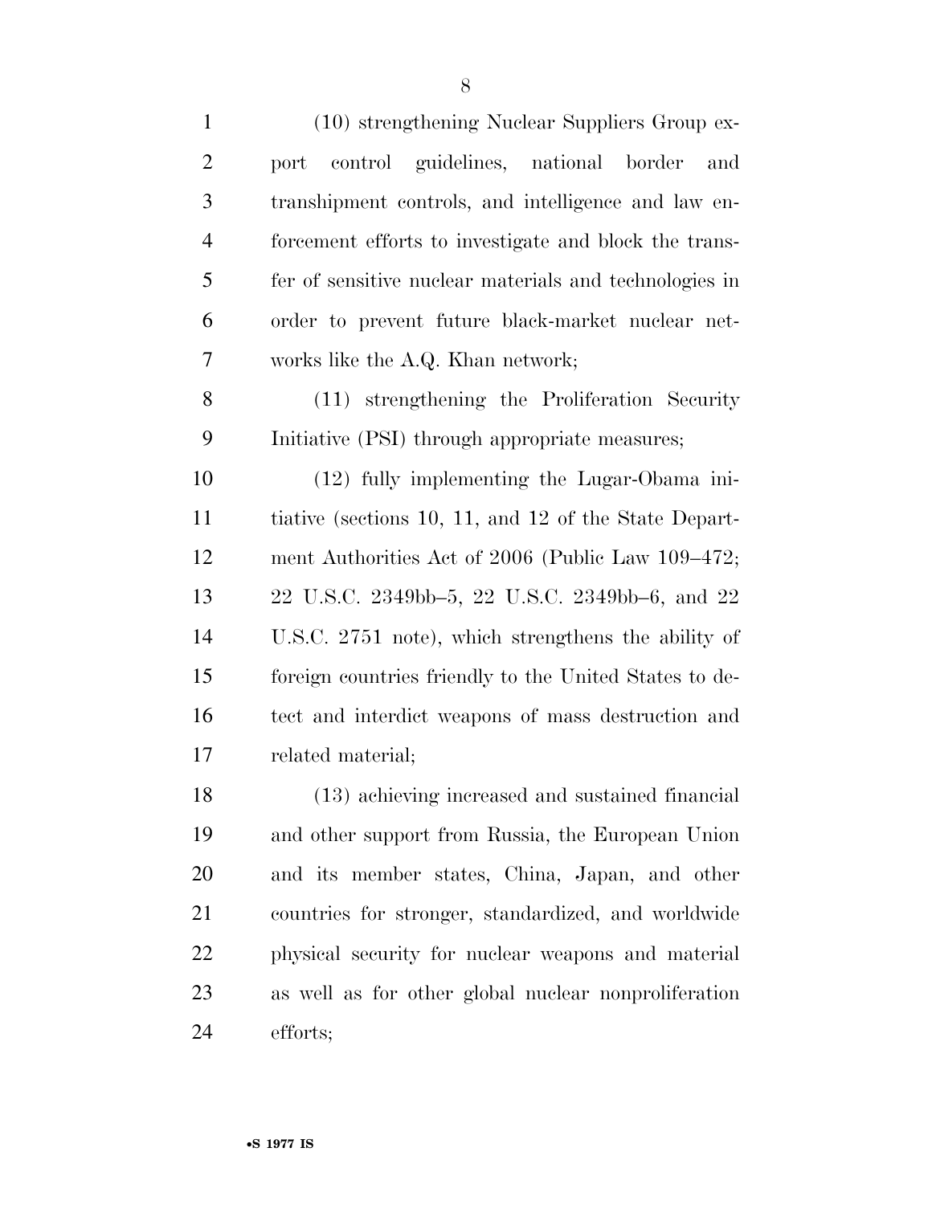(10) strengthening Nuclear Suppliers Group export control guidelines, national border and transhipment controls, and intelligence and law enforcement efforts to investigate and block the transfer of sensitive nuclear materials and technologies in order to prevent future black-market nuclear networks like the A.Q. Khan network;

(11) strengthening the Proliferation Security Initiative (PSI) through appropriate measures;

(12) fully implementing the Lugar-Obama initiative (sections 10, 11, and 12 of the State Department Authorities Act of 2006 (Public Law 109–472; 22 U.S.C. 2349bb–5, 22 U.S.C. 2349bb–6, and 22 U.S.C. 2751 note), which strengthens the ability of foreign countries friendly to the United States to detect and interdict weapons of mass destruction and related material;

(13) achieving increased and sustained financial and other support from Russia, the European Union and its member states, China, Japan, and other countries for stronger, standardized, and worldwide physical security for nuclear weapons and material as well as for other global nuclear nonproliferation efforts;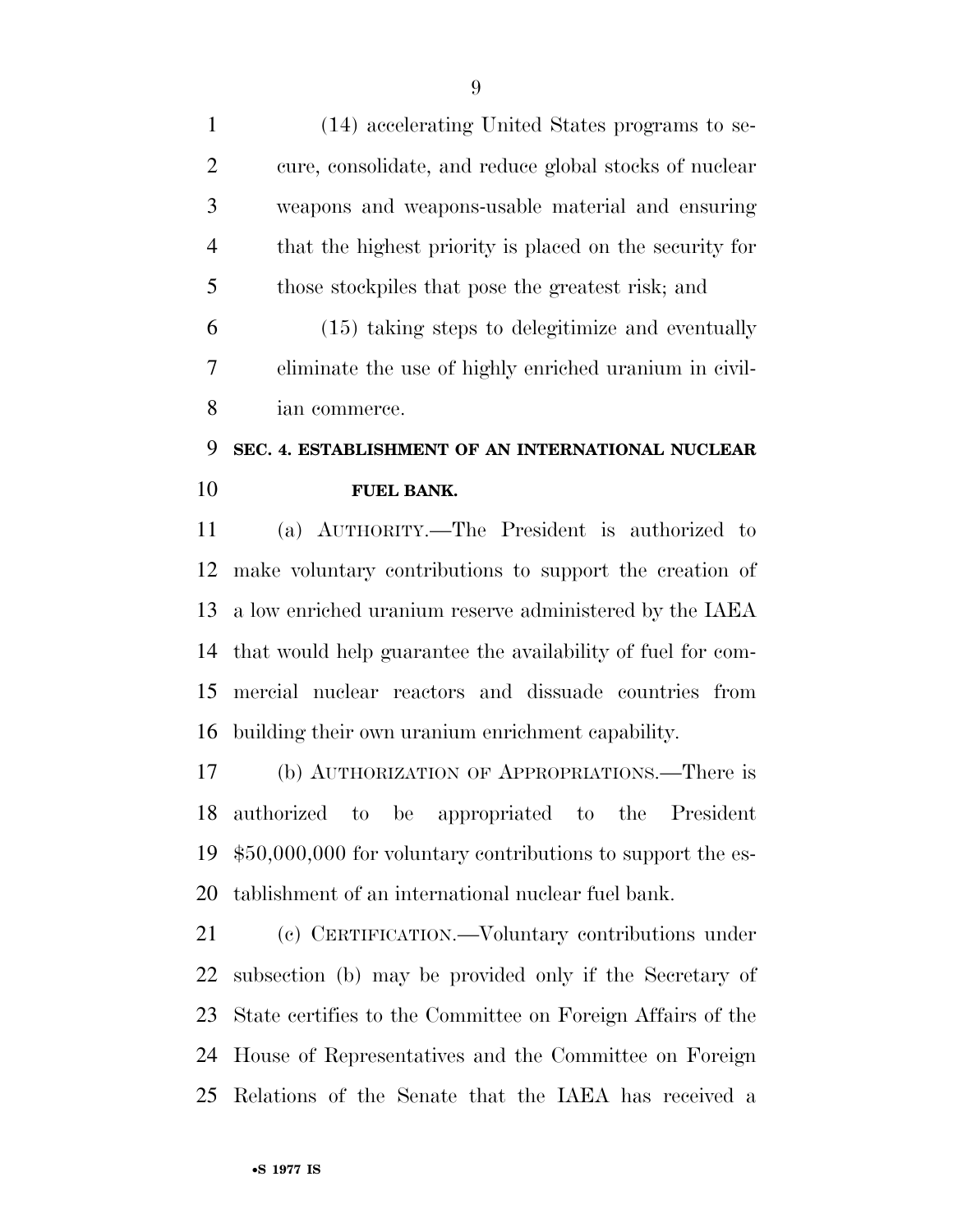(14) accelerating United States programs to secure, consolidate, and reduce global stocks of nuclear weapons and weapons-usable material and ensuring that the highest priority is placed on the security for those stockpiles that pose the greatest risk; and

(15) taking steps to delegitimize and eventually eliminate the use of highly enriched uranium in civilian commerce.

## SEC. 4. ESTABLISHMENT OF AN INTERNATIONAL NUCLEAR FUEL BANK.

(a) AUTHORITY.—The President is authorized to make voluntary contributions to support the creation of a low enriched uranium reserve administered by the IAEA that would help guarantee the availability of fuel for commercial nuclear reactors and dissuade countries from building their own uranium enrichment capability.

(b) AUTHORIZATION OF APPROPRIATIONS.—There is authorized to be appropriated to the President $50,000,000 for voluntary contributions to support the establishment of an international nuclear fuel bank.

(c) CERTIFICATION.—Voluntary contributions under subsection (b) may be provided only if the Secretary of State certifies to the Committee on Foreign Affairs of the House of Representatives and the Committee on Foreign Relations of the Senate that the IAEA has received a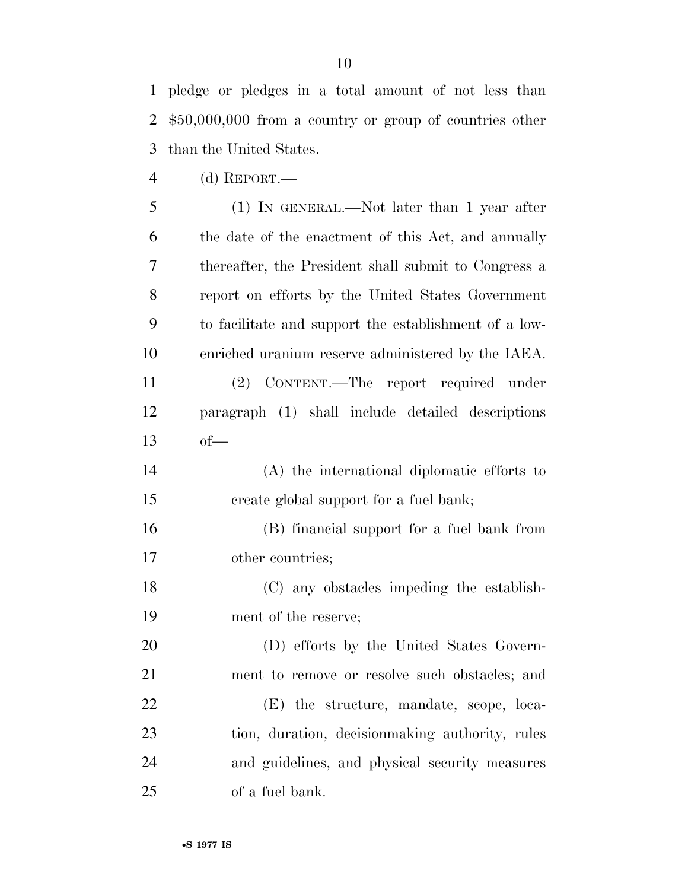pledge or pledges in a total amount of not less than $50,000,000 from a country or group of countries other than the United States.

(d) REPORT.—

(1) IN GENERAL.—Not later than 1 year after the date of the enactment of this Act, and annually thereafter, the President shall submit to Congress a report on efforts by the United States Government to facilitate and support the establishment of a low-enriched uranium reserve administered by the IAEA.

(2) CONTENT.—The report required under paragraph (1) shall include detailed descriptions of—

(A) the international diplomatic efforts to create global support for a fuel bank;

(B) financial support for a fuel bank from other countries;

(C) any obstacles impeding the establishment of the reserve;

(D) efforts by the United States Government to remove or resolve such obstacles; and

(E) the structure, mandate, scope, location, duration, decisionmaking authority, rules and guidelines, and physical security measures of a fuel bank.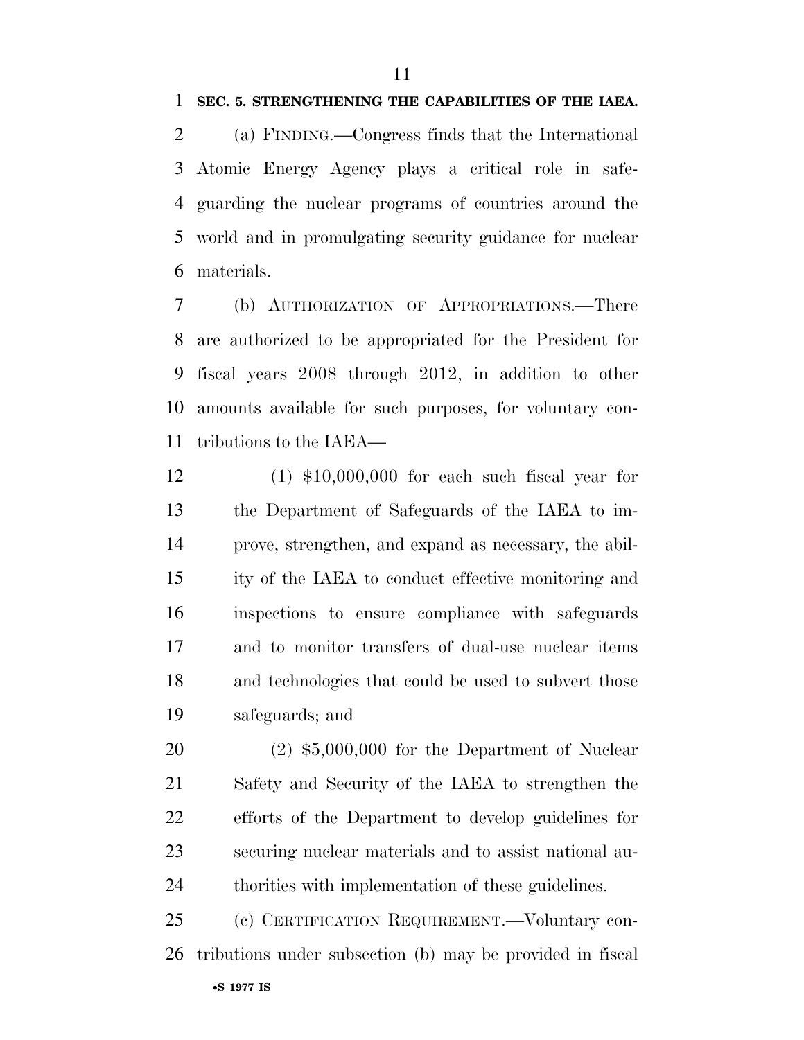**SEC. 5. STRENGTHENING THE CAPABILITIES OF THE IAEA.**

(a) FINDING.—Congress finds that the International Atomic Energy Agency plays a critical role in safeguarding the nuclear programs of countries around the world and in promulgating security guidance for nuclear materials.

(b) AUTHORIZATION OF APPROPRIATIONS.—There are authorized to be appropriated for the President for fiscal years 2008 through 2012, in addition to other amounts available for such purposes, for voluntary contributions to the IAEA—

(1) $10,000,000 for each such fiscal year for the Department of Safeguards of the IAEA to improve, strengthen, and expand as necessary, the ability of the IAEA to conduct effective monitoring and inspections to ensure compliance with safeguards and to monitor transfers of dual-use nuclear items and technologies that could be used to subvert those safeguards; and

(2) $5,000,000 for the Department of Nuclear Safety and Security of the IAEA to strengthen the efforts of the Department to develop guidelines for securing nuclear materials and to assist national authorities with implementation of these guidelines.

(c) CERTIFICATION REQUIREMENT.—Voluntary contributions under subsection (b) may be provided in fiscal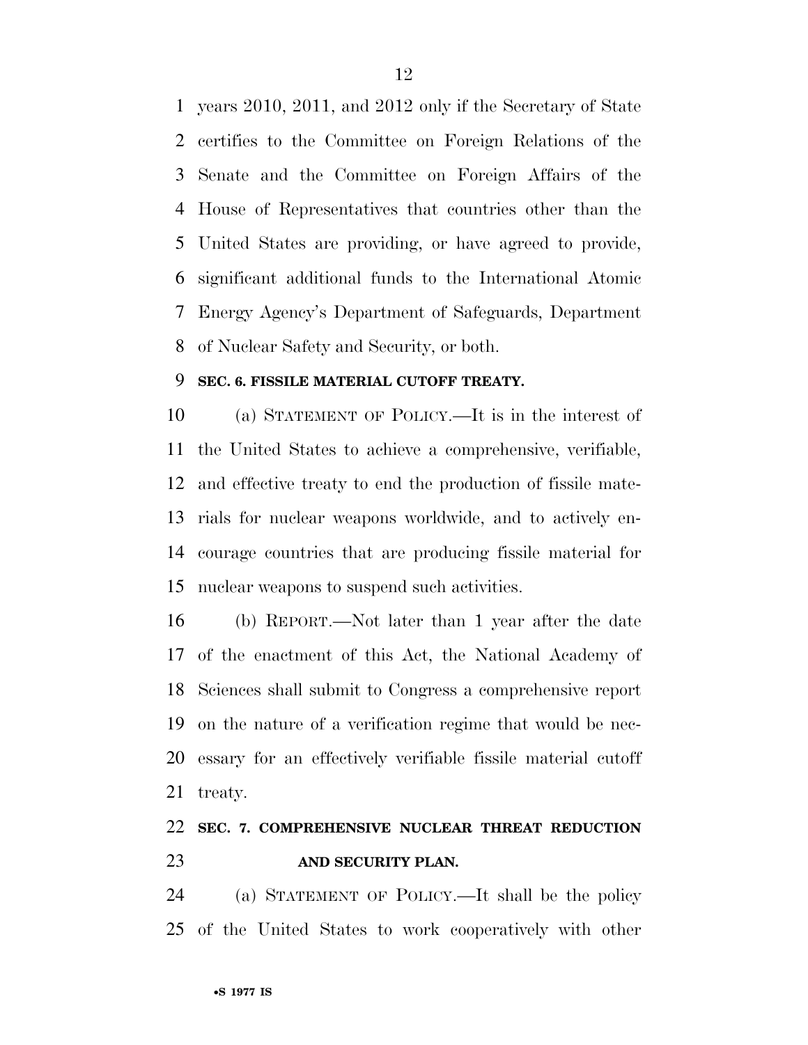years 2010, 2011, and 2012 only if the Secretary of State certifies to the Committee on Foreign Relations of the Senate and the Committee on Foreign Affairs of the House of Representatives that countries other than the United States are providing, or have agreed to provide, significant additional funds to the International Atomic Energy Agency's Department of Safeguards, Department of Nuclear Safety and Security, or both.

**SEC. 6. FISSILE MATERIAL CUTOFF TREATY.**

(a) STATEMENT OF POLICY.—It is in the interest of the United States to achieve a comprehensive, verifiable, and effective treaty to end the production of fissile materials for nuclear weapons worldwide, and to actively encourage countries that are producing fissile material for nuclear weapons to suspend such activities.

(b) REPORT.—Not later than 1 year after the date of the enactment of this Act, the National Academy of Sciences shall submit to Congress a comprehensive report on the nature of a verification regime that would be necessary for an effectively verifiable fissile material cutoff treaty.

**SEC. 7. COMPREHENSIVE NUCLEAR THREAT REDUCTION AND SECURITY PLAN.**

(a) STATEMENT OF POLICY.—It shall be the policy of the United States to work cooperatively with other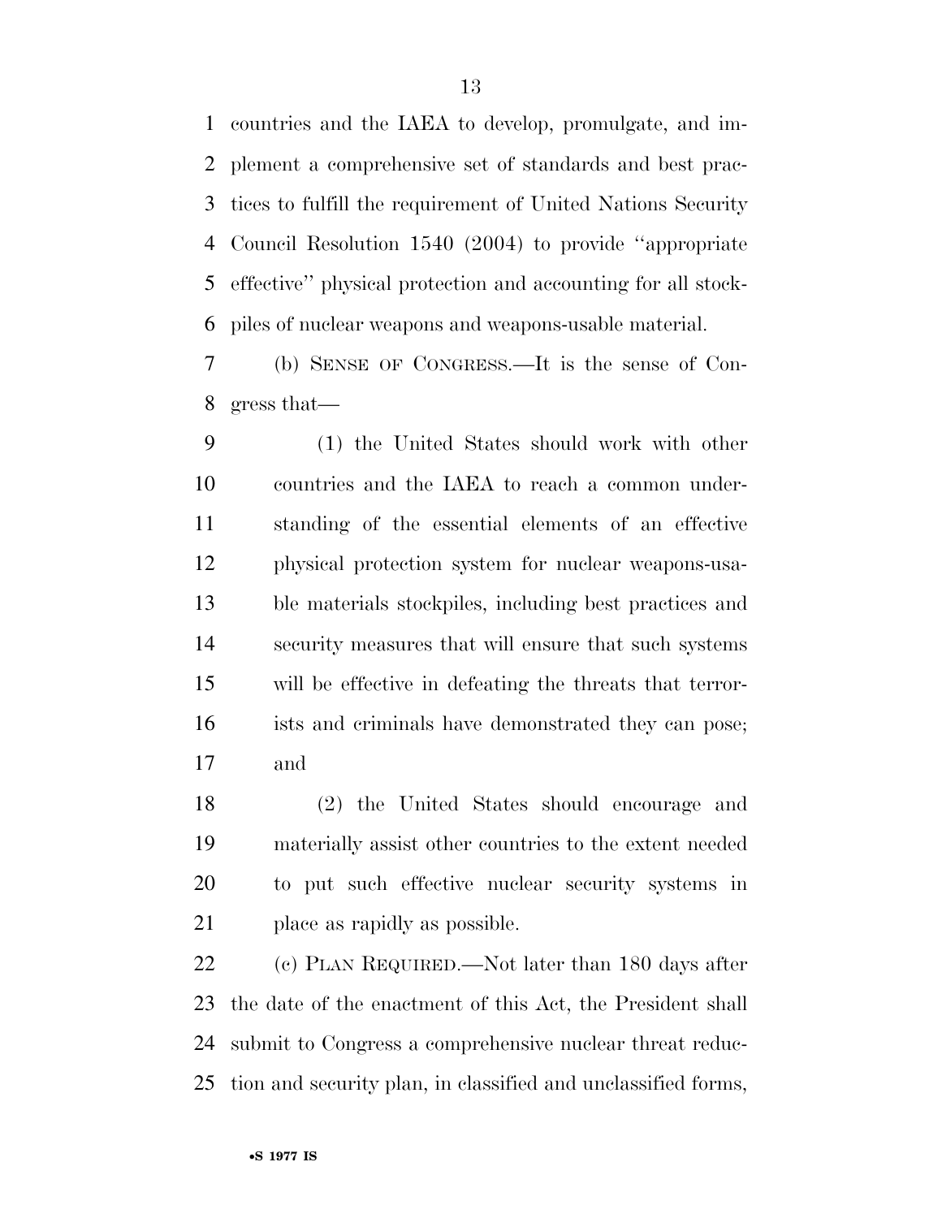countries and the IAEA to develop, promulgate, and implement a comprehensive set of standards and best practices to fulfill the requirement of United Nations Security Council Resolution 1540 (2004) to provide "appropriate effective" physical protection and accounting for all stockpiles of nuclear weapons and weapons-usable material.

(b) SENSE OF CONGRESS.—It is the sense of Congress that—

(1) the United States should work with other countries and the IAEA to reach a common understanding of the essential elements of an effective physical protection system for nuclear weapons-usable materials stockpiles, including best practices and security measures that will ensure that such systems will be effective in defeating the threats that terrorists and criminals have demonstrated they can pose; and

(2) the United States should encourage and materially assist other countries to the extent needed to put such effective nuclear security systems in place as rapidly as possible.

(c) PLAN REQUIRED.—Not later than 180 days after the date of the enactment of this Act, the President shall submit to Congress a comprehensive nuclear threat reduction and security plan, in classified and unclassified forms,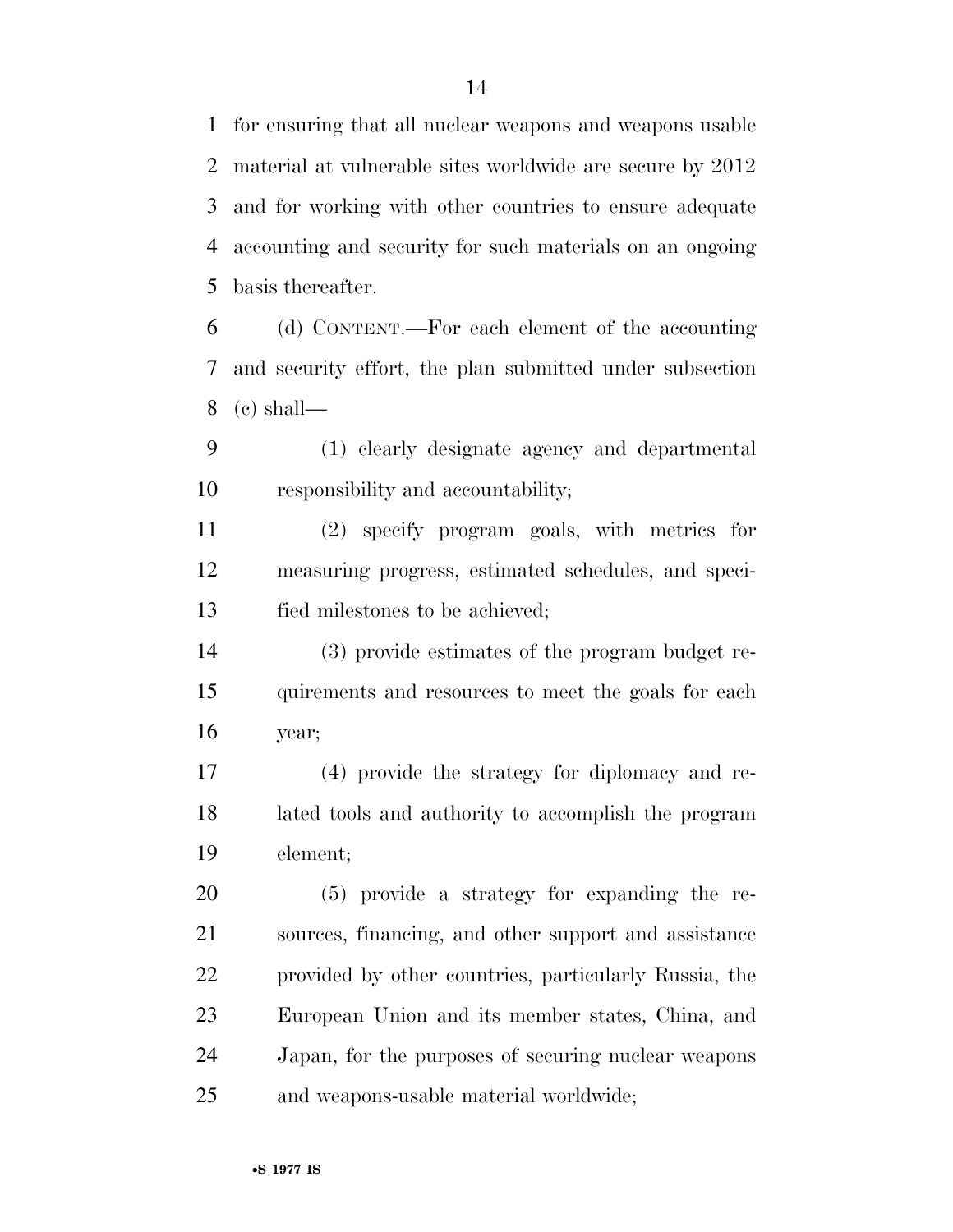for ensuring that all nuclear weapons and weapons usable material at vulnerable sites worldwide are secure by 2012 and for working with other countries to ensure adequate accounting and security for such materials on an ongoing basis thereafter.

(d) CONTENT.—For each element of the accounting and security effort, the plan submitted under subsection (c) shall—

(1) clearly designate agency and departmental responsibility and accountability;

(2) specify program goals, with metrics for measuring progress, estimated schedules, and specified milestones to be achieved;

(3) provide estimates of the program budget requirements and resources to meet the goals for each year;

(4) provide the strategy for diplomacy and related tools and authority to accomplish the program element;

(5) provide a strategy for expanding the resources, financing, and other support and assistance provided by other countries, particularly Russia, the European Union and its member states, China, and Japan, for the purposes of securing nuclear weapons and weapons-usable material worldwide;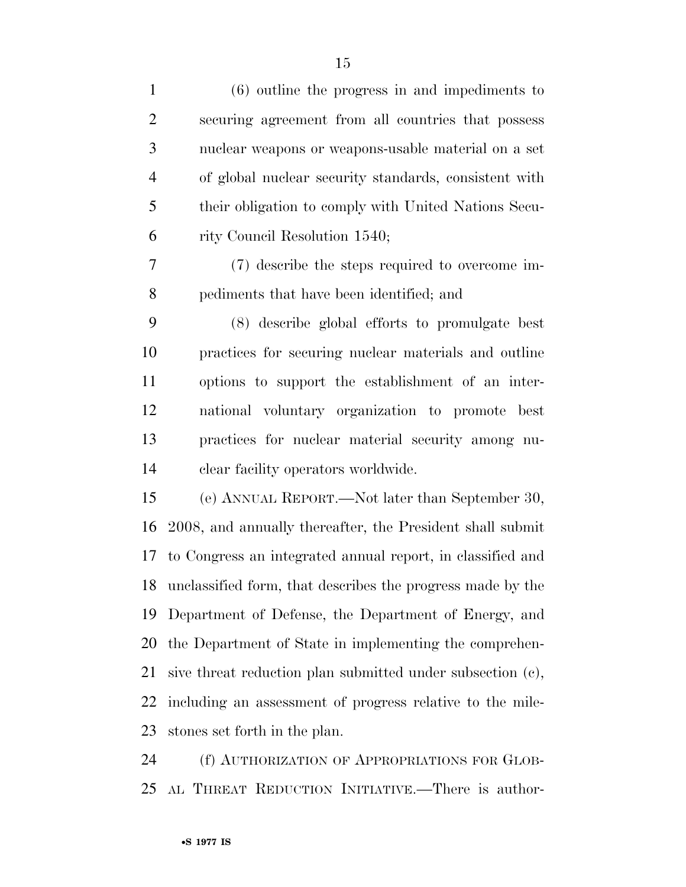(6) outline the progress in and impediments to securing agreement from all countries that possess nuclear weapons or weapons-usable material on a set of global nuclear security standards, consistent with their obligation to comply with United Nations Security Council Resolution 1540;

(7) describe the steps required to overcome impediments that have been identified; and

(8) describe global efforts to promulgate best practices for securing nuclear materials and outline options to support the establishment of an international voluntary organization to promote best practices for nuclear material security among nuclear facility operators worldwide.

(e) ANNUAL REPORT.—Not later than September 30, 2008, and annually thereafter, the President shall submit to Congress an integrated annual report, in classified and unclassified form, that describes the progress made by the Department of Defense, the Department of Energy, and the Department of State in implementing the comprehensive threat reduction plan submitted under subsection (c), including an assessment of progress relative to the milestones set forth in the plan.

(f) AUTHORIZATION OF APPROPRIATIONS FOR GLOBAL THREAT REDUCTION INITIATIVE.—There is author-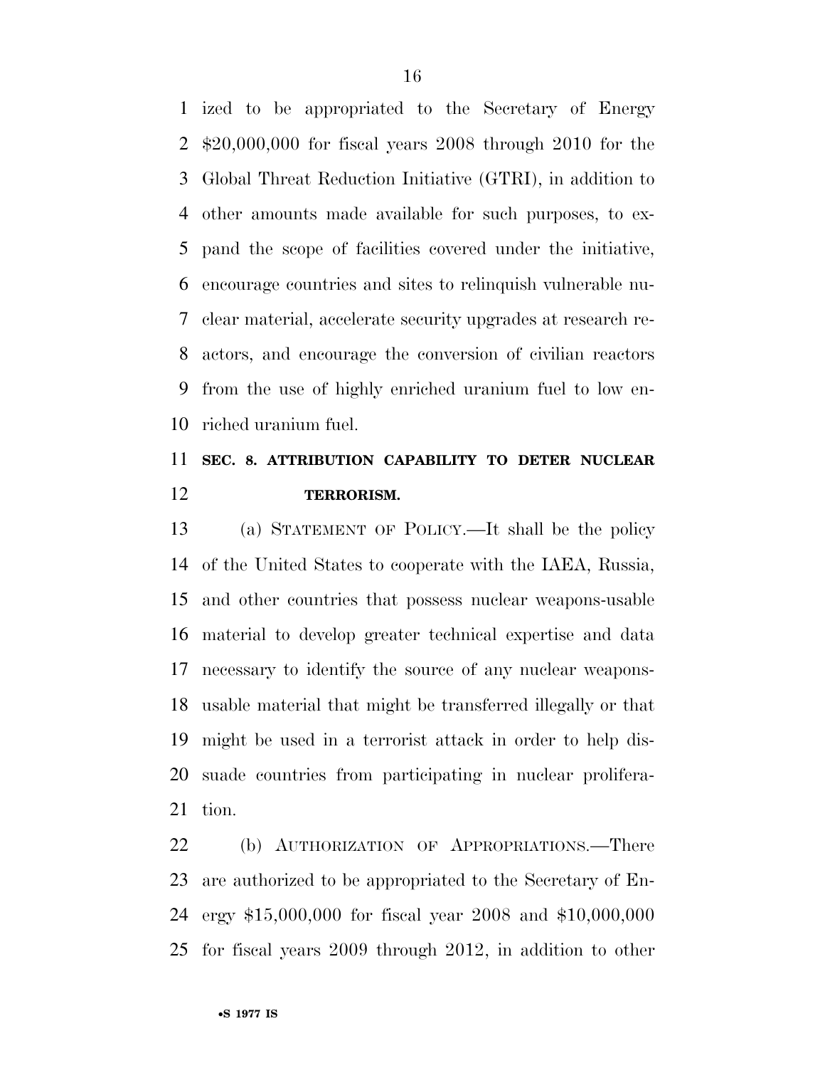ized to be appropriated to the Secretary of Energy $20,000,000 for fiscal years 2008 through 2010 for the Global Threat Reduction Initiative (GTRI), in addition to other amounts made available for such purposes, to expand the scope of facilities covered under the initiative, encourage countries and sites to relinquish vulnerable nuclear material, accelerate security upgrades at research reactors, and encourage the conversion of civilian reactors from the use of highly enriched uranium fuel to low enriched uranium fuel.

**SEC. 8. ATTRIBUTION CAPABILITY TO DETER NUCLEAR TERRORISM.**

(a) STATEMENT OF POLICY.—It shall be the policy of the United States to cooperate with the IAEA, Russia, and other countries that possess nuclear weapons-usable material to develop greater technical expertise and data necessary to identify the source of any nuclear weapons-usable material that might be transferred illegally or that might be used in a terrorist attack in order to help dissuade countries from participating in nuclear proliferation.

(b) AUTHORIZATION OF APPROPRIATIONS.—There are authorized to be appropriated to the Secretary of Energy $15,000,000 for fiscal year 2008 and $10,000,000 for fiscal years 2009 through 2012, in addition to other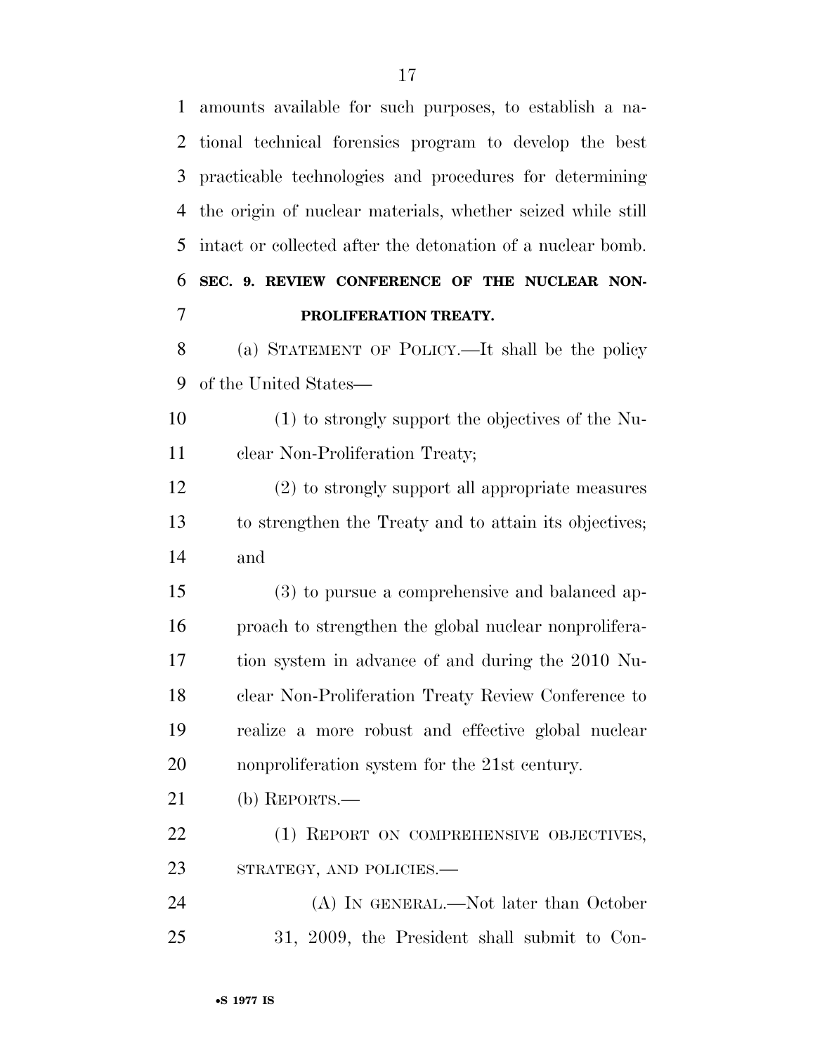amounts available for such purposes, to establish a national technical forensics program to develop the best practicable technologies and procedures for determining the origin of nuclear materials, whether seized while still intact or collected after the detonation of a nuclear bomb.

**SEC. 9. REVIEW CONFERENCE OF THE NUCLEAR NON-PROLIFERATION TREATY.**

(a) STATEMENT OF POLICY.—It shall be the policy of the United States—

(1) to strongly support the objectives of the Nuclear Non-Proliferation Treaty;

(2) to strongly support all appropriate measures to strengthen the Treaty and to attain its objectives; and

(3) to pursue a comprehensive and balanced approach to strengthen the global nuclear nonproliferation system in advance of and during the 2010 Nuclear Non-Proliferation Treaty Review Conference to realize a more robust and effective global nuclear nonproliferation system for the 21st century.

(b) REPORTS.—

(1) REPORT ON COMPREHENSIVE OBJECTIVES, STRATEGY, AND POLICIES.—

(A) IN GENERAL.—Not later than October 31, 2009, the President shall submit to Con-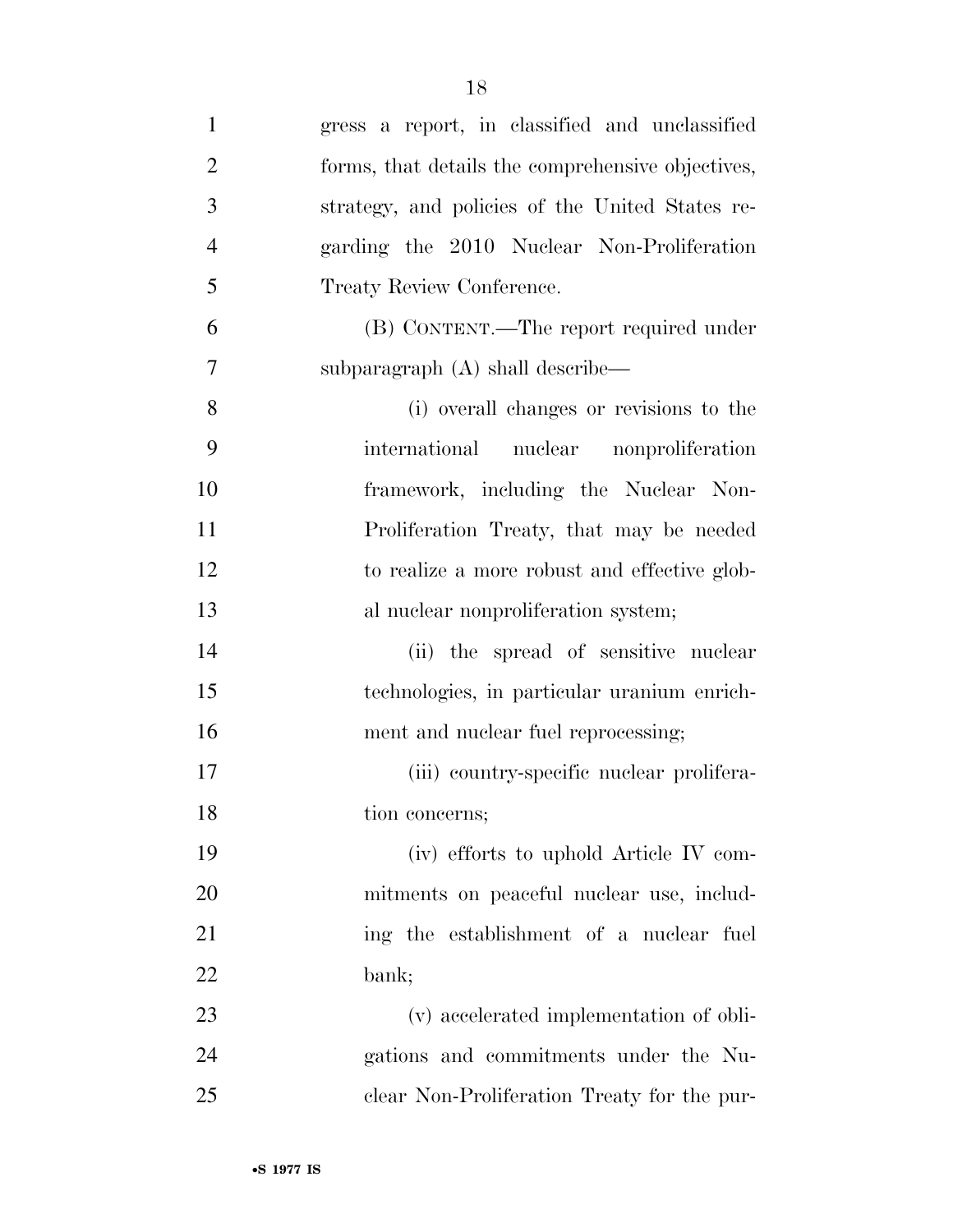gress a report, in classified and unclassified forms, that details the comprehensive objectives, strategy, and policies of the United States regarding the 2010 Nuclear Non-Proliferation Treaty Review Conference.

(B) CONTENT.—The report required under subparagraph (A) shall describe—

(i) overall changes or revisions to the international nuclear nonproliferation framework, including the Nuclear Non-Proliferation Treaty, that may be needed to realize a more robust and effective global nuclear nonproliferation system;

(ii) the spread of sensitive nuclear technologies, in particular uranium enrichment and nuclear fuel reprocessing;

(iii) country-specific nuclear proliferation concerns;

(iv) efforts to uphold Article IV commitments on peaceful nuclear use, including the establishment of a nuclear fuel bank;

(v) accelerated implementation of obligations and commitments under the Nuclear Non-Proliferation Treaty for the pur-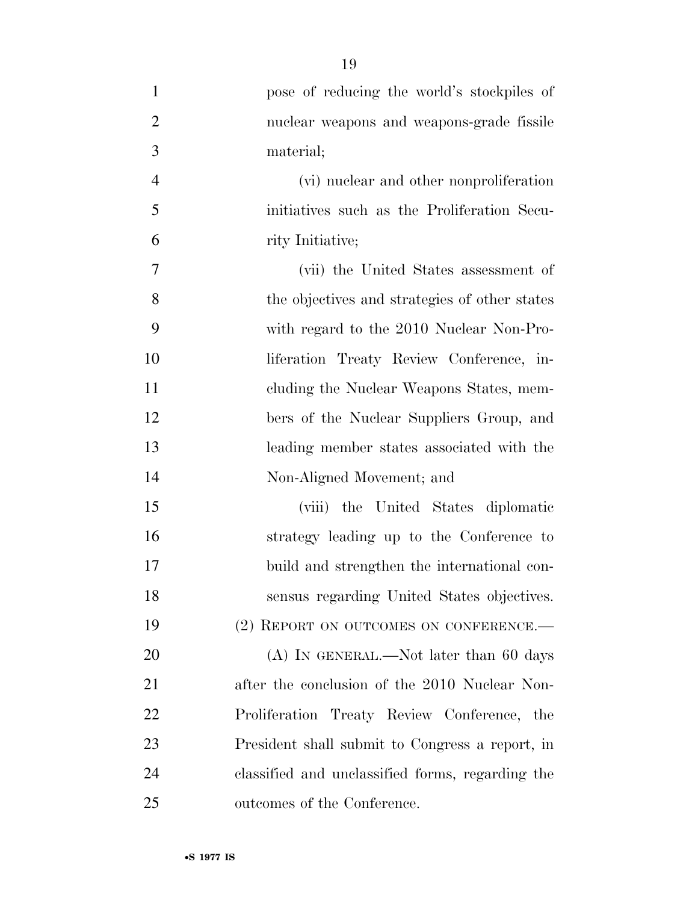pose of reducing the world's stockpiles of nuclear weapons and weapons-grade fissile material;

(vi) nuclear and other nonproliferation initiatives such as the Proliferation Security Initiative;

(vii) the United States assessment of the objectives and strategies of other states with regard to the 2010 Nuclear Non-Proliferation Treaty Review Conference, including the Nuclear Weapons States, members of the Nuclear Suppliers Group, and leading member states associated with the Non-Aligned Movement; and

(viii) the United States diplomatic strategy leading up to the Conference to build and strengthen the international consensus regarding United States objectives.

(2) REPORT ON OUTCOMES ON CONFERENCE.—

(A) IN GENERAL.—Not later than 60 days after the conclusion of the 2010 Nuclear Non-Proliferation Treaty Review Conference, the President shall submit to Congress a report, in classified and unclassified forms, regarding the outcomes of the Conference.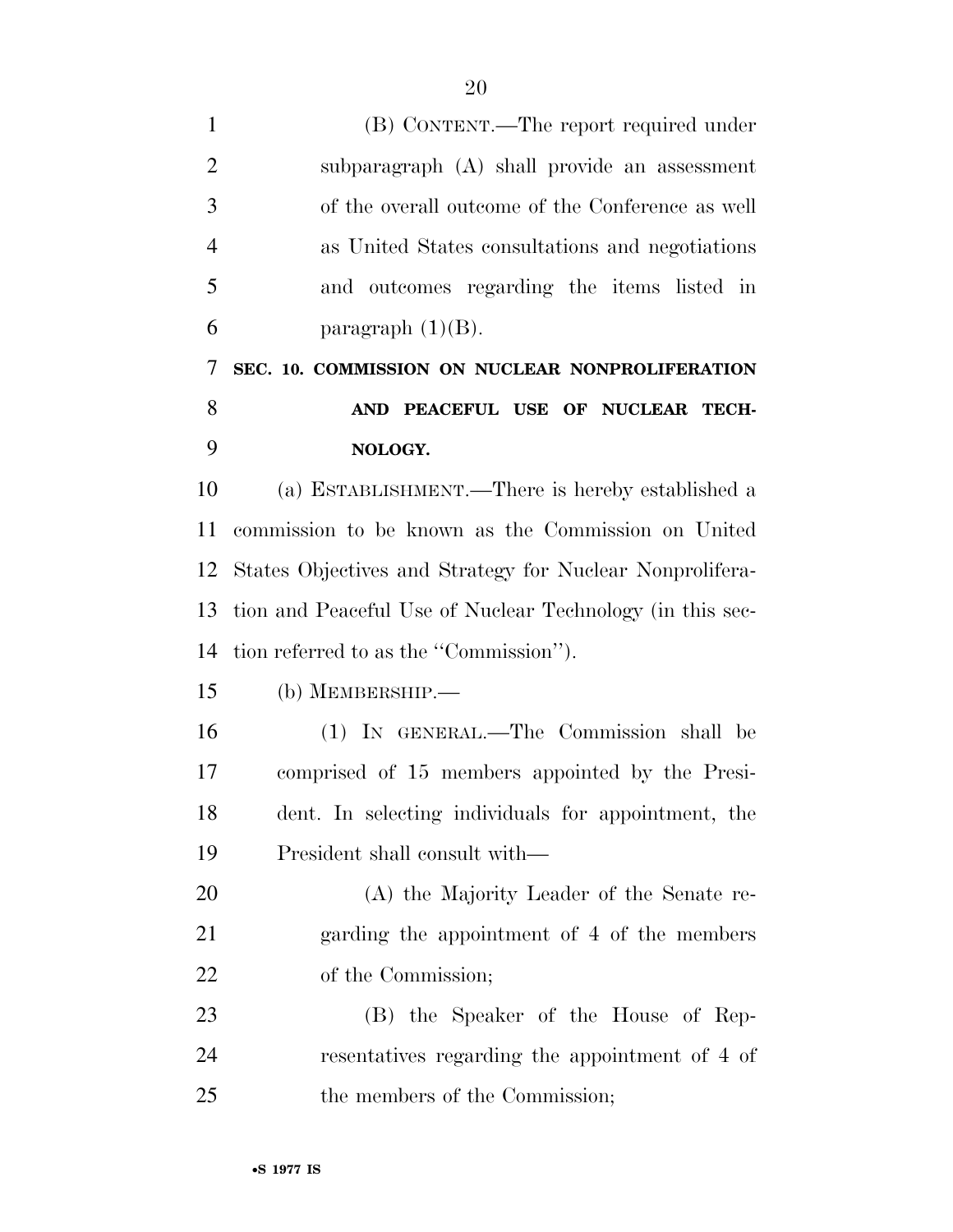(B) CONTENT.—The report required under subparagraph (A) shall provide an assessment of the overall outcome of the Conference as well as United States consultations and negotiations and outcomes regarding the items listed in paragraph (1)(B).

## SEC. 10. COMMISSION ON NUCLEAR NONPROLIFERATION AND PEACEFUL USE OF NUCLEAR TECHNOLOGY.

(a) ESTABLISHMENT.—There is hereby established a commission to be known as the Commission on United States Objectives and Strategy for Nuclear Nonproliferation and Peaceful Use of Nuclear Technology (in this section referred to as the "Commission").

(b) MEMBERSHIP.—

(1) IN GENERAL.—The Commission shall be comprised of 15 members appointed by the President. In selecting individuals for appointment, the President shall consult with—

(A) the Majority Leader of the Senate regarding the appointment of 4 of the members of the Commission;

(B) the Speaker of the House of Representatives regarding the appointment of 4 of the members of the Commission;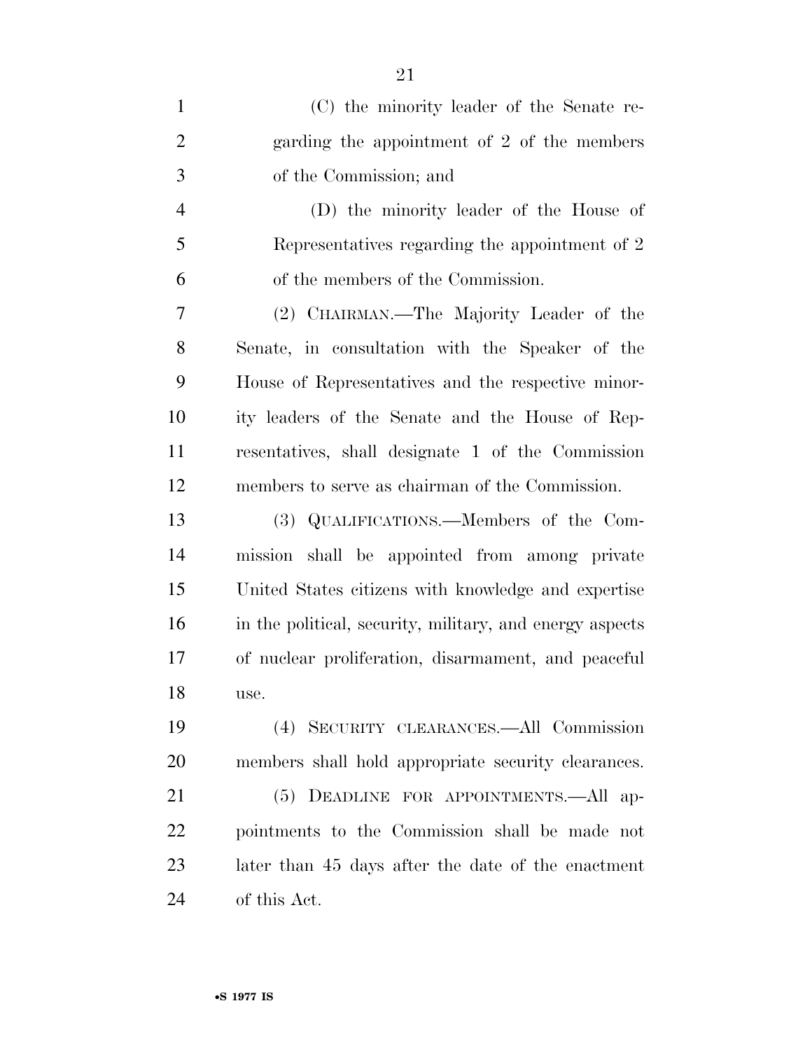(C) the minority leader of the Senate regarding the appointment of 2 of the members of the Commission; and

(D) the minority leader of the House of Representatives regarding the appointment of 2 of the members of the Commission.

(2) CHAIRMAN.—The Majority Leader of the Senate, in consultation with the Speaker of the House of Representatives and the respective minority leaders of the Senate and the House of Representatives, shall designate 1 of the Commission members to serve as chairman of the Commission.

(3) QUALIFICATIONS.—Members of the Commission shall be appointed from among private United States citizens with knowledge and expertise in the political, security, military, and energy aspects of nuclear proliferation, disarmament, and peaceful use.

(4) SECURITY CLEARANCES.—All Commission members shall hold appropriate security clearances.

(5) DEADLINE FOR APPOINTMENTS.—All appointments to the Commission shall be made not later than 45 days after the date of the enactment of this Act.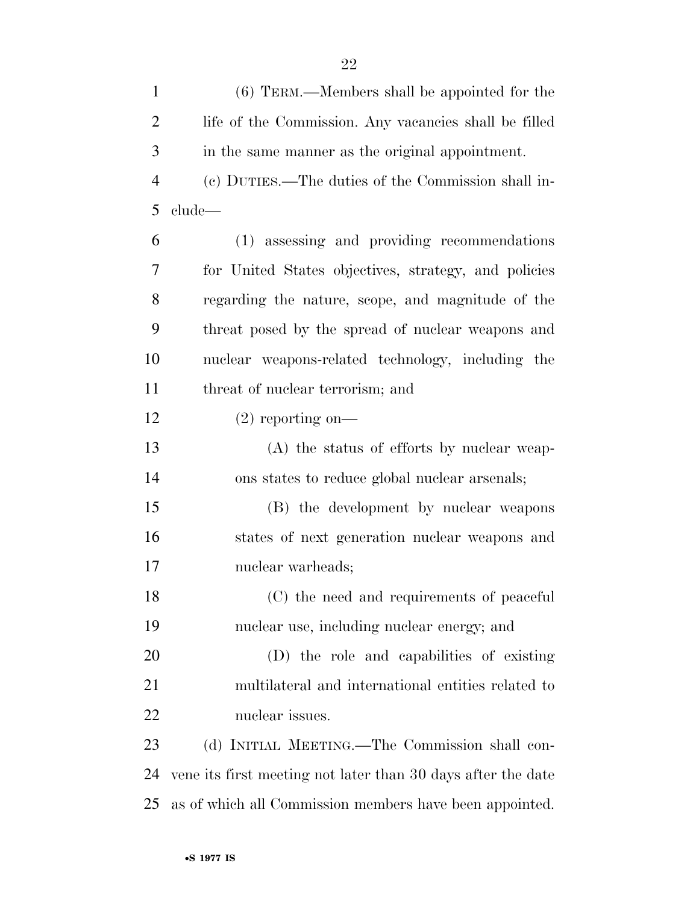(6) TERM.—Members shall be appointed for the life of the Commission. Any vacancies shall be filled in the same manner as the original appointment.

(c) DUTIES.—The duties of the Commission shall include—

(1) assessing and providing recommendations for United States objectives, strategy, and policies regarding the nature, scope, and magnitude of the threat posed by the spread of nuclear weapons and nuclear weapons-related technology, including the threat of nuclear terrorism; and

(2) reporting on—

(A) the status of efforts by nuclear weapons states to reduce global nuclear arsenals;

(B) the development by nuclear weapons states of next generation nuclear weapons and nuclear warheads;

(C) the need and requirements of peaceful nuclear use, including nuclear energy; and

(D) the role and capabilities of existing multilateral and international entities related to nuclear issues.

(d) INITIAL MEETING.—The Commission shall convene its first meeting not later than 30 days after the date as of which all Commission members have been appointed.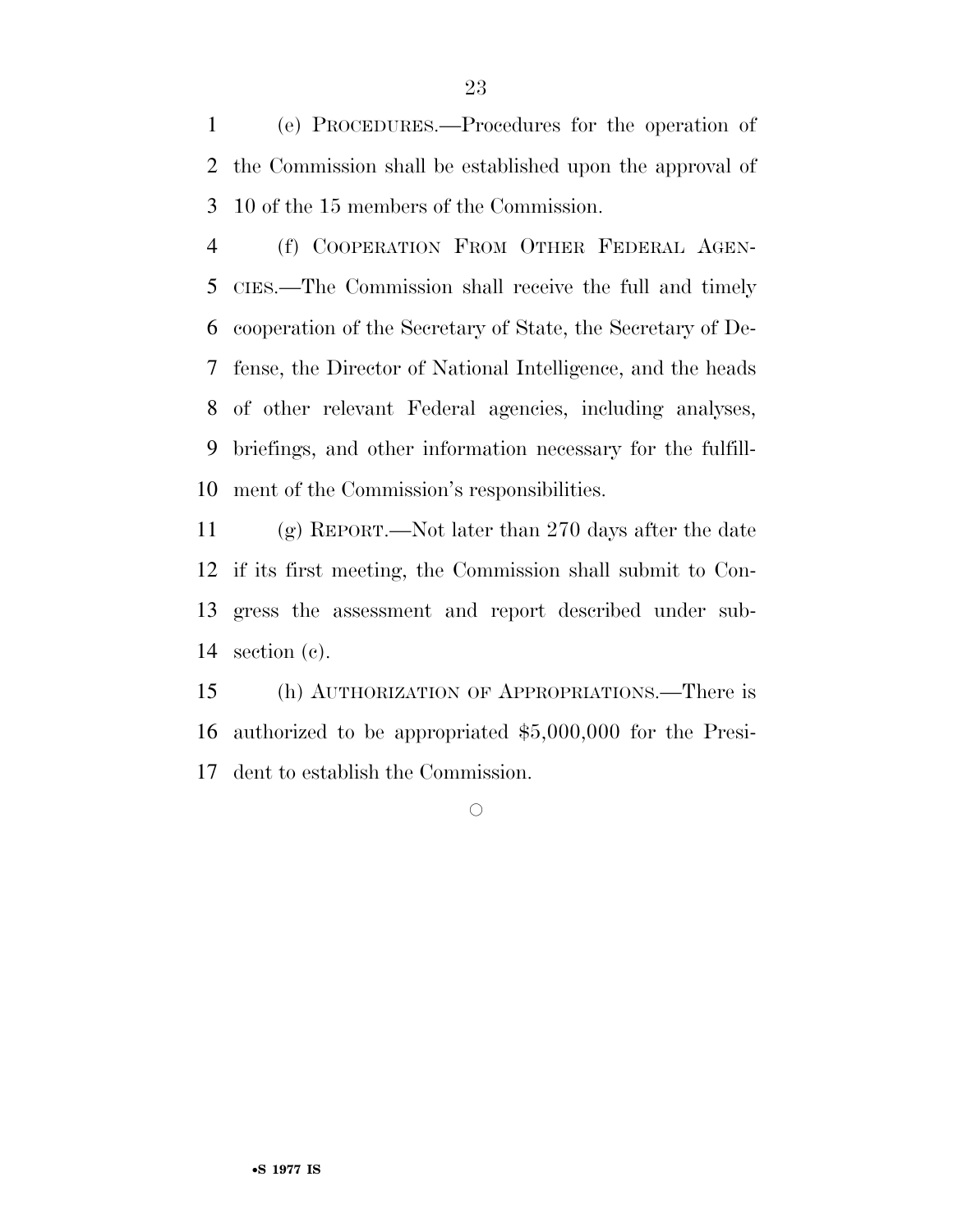(e) PROCEDURES.—Procedures for the operation of the Commission shall be established upon the approval of 10 of the 15 members of the Commission.

(f) COOPERATION FROM OTHER FEDERAL AGENCIES.—The Commission shall receive the full and timely cooperation of the Secretary of State, the Secretary of Defense, the Director of National Intelligence, and the heads of other relevant Federal agencies, including analyses, briefings, and other information necessary for the fulfillment of the Commission's responsibilities.

(g) REPORT.—Not later than 270 days after the date if its first meeting, the Commission shall submit to Congress the assessment and report described under subsection (c).

(h) AUTHORIZATION OF APPROPRIATIONS.—There is authorized to be appropriated $5,000,000 for the President to establish the Commission.

○